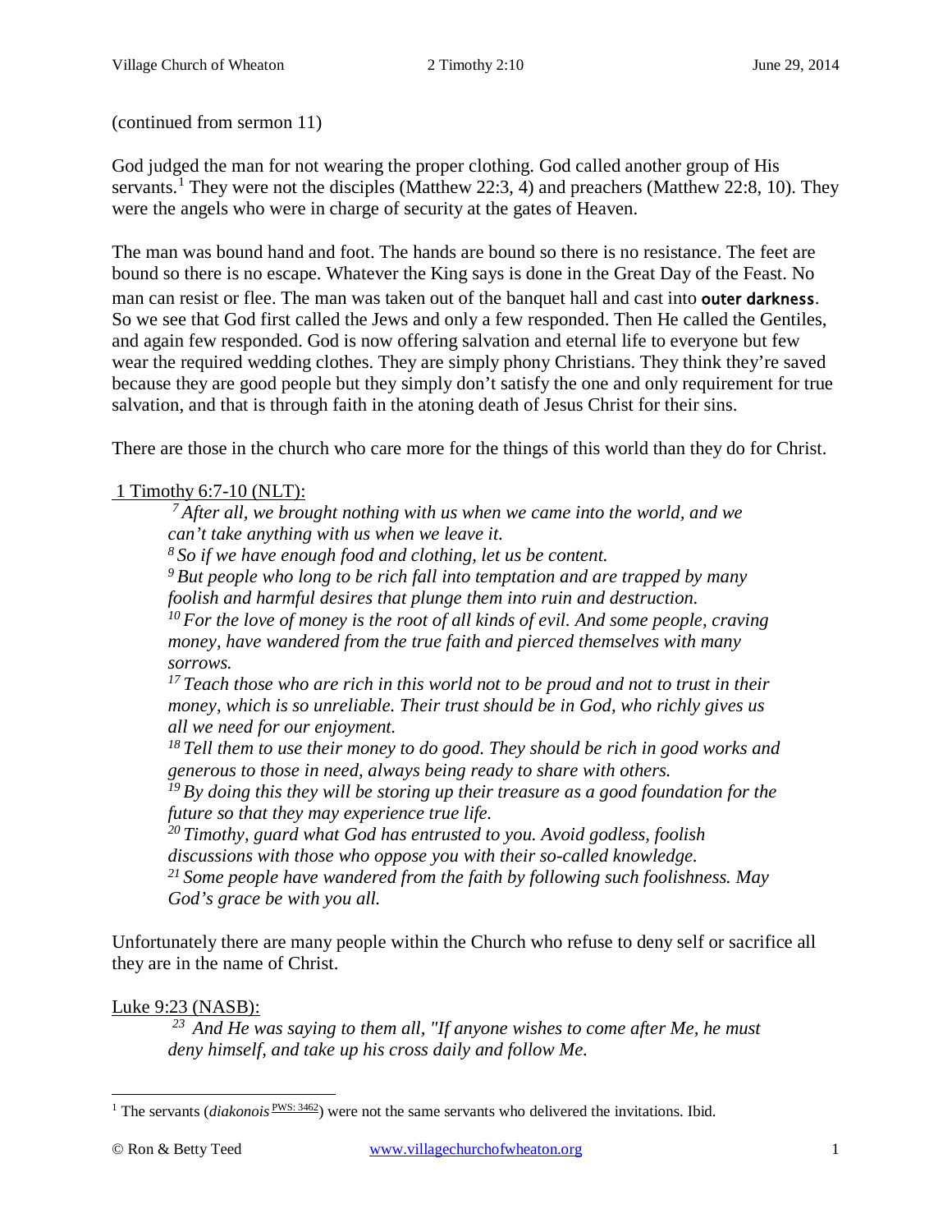(continued from sermon 11)

God judged the man for not wearing the proper clothing. God called another group of His servants.[1] They were not the disciples (Matthew 22:3, 4) and preachers (Matthew 22:8, 10). They were the angels who were in charge of security at the gates of Heaven.

The man was bound hand and foot. The hands are bound so there is no resistance. The feet are bound so there is no escape. Whatever the King says is done in the Great Day of the Feast. No man can resist or flee. The man was taken out of the banquet hall and cast into **outer darkness**. So we see that God first called the Jews and only a few responded. Then He called the Gentiles, and again few responded. God is now offering salvation and eternal life to everyone but few wear the required wedding clothes. They are simply phony Christians. They think they're saved because they are good people but they simply don't satisfy the one and only requirement for true salvation, and that is through faith in the atoning death of Jesus Christ for their sins.

There are those in the church who care more for the things of this world than they do for Christ.

1 Timothy 6:7-10 (NLT):

> *[7] After all, we brought nothing with us when we came into the world, and we can't take anything with us when we leave it.*
> *[8] So if we have enough food and clothing, let us be content.*
> *[9] But people who long to be rich fall into temptation and are trapped by many foolish and harmful desires that plunge them into ruin and destruction.*
> *[10] For the love of money is the root of all kinds of evil. And some people, craving money, have wandered from the true faith and pierced themselves with many sorrows.*
> *[17] Teach those who are rich in this world not to be proud and not to trust in their money, which is so unreliable. Their trust should be in God, who richly gives us all we need for our enjoyment.*
> *[18] Tell them to use their money to do good. They should be rich in good works and generous to those in need, always being ready to share with others.*
> *[19] By doing this they will be storing up their treasure as a good foundation for the future so that they may experience true life.*
> *[20] Timothy, guard what God has entrusted to you. Avoid godless, foolish discussions with those who oppose you with their so-called knowledge.*
> *[21] Some people have wandered from the faith by following such foolishness. May God's grace be with you all.*

Unfortunately there are many people within the Church who refuse to deny self or sacrifice all they are in the name of Christ.

Luke 9:23 (NASB):

> *[23] And He was saying to them all, "If anyone wishes to come after Me, he must deny himself, and take up his cross daily and follow Me.*

---

[1] The servants (*diakonois* [PWS: 3462]) were not the same servants who delivered the invitations. Ibid.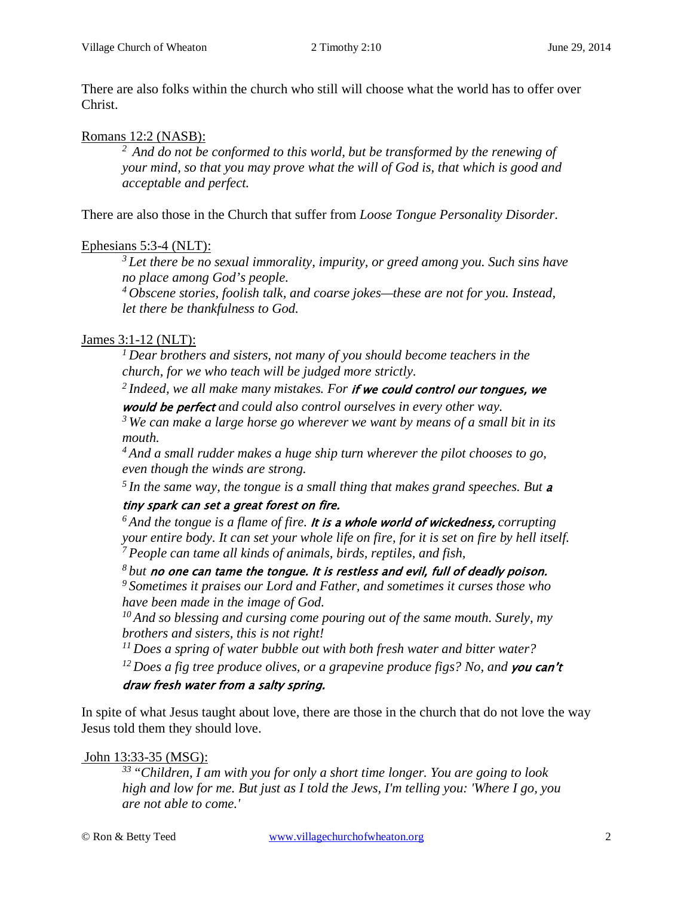There are also folks within the church who still will choose what the world has to offer over Christ.

Romans 12:2 (NASB):

> [2] *And do not be conformed to this world, but be transformed by the renewing of your mind, so that you may prove what the will of God is, that which is good and acceptable and perfect.*

There are also those in the Church that suffer from *Loose Tongue Personality Disorder*.

Ephesians 5:3-4 (NLT):

> [3] *Let there be no sexual immorality, impurity, or greed among you. Such sins have no place among God's people.*
> [4] *Obscene stories, foolish talk, and coarse jokes—these are not for you. Instead, let there be thankfulness to God.*

James 3:1-12 (NLT):

> [1] *Dear brothers and sisters, not many of you should become teachers in the church, for we who teach will be judged more strictly.*
> [2] *Indeed, we all make many mistakes. For* ***if we could control our tongues, we would be perfect*** *and could also control ourselves in every other way.*
> [3] *We can make a large horse go wherever we want by means of a small bit in its mouth.*
> [4] *And a small rudder makes a huge ship turn wherever the pilot chooses to go, even though the winds are strong.*
> [5] *In the same way, the tongue is a small thing that makes grand speeches. But* ***a tiny spark can set a great forest on fire.***
> [6] *And the tongue is a flame of fire.* ***It is a whole world of wickedness,*** *corrupting your entire body. It can set your whole life on fire, for it is set on fire by hell itself.*
> [7] *People can tame all kinds of animals, birds, reptiles, and fish,*
> [8] *but* ***no one can tame the tongue. It is restless and evil, full of deadly poison.***
> [9] *Sometimes it praises our Lord and Father, and sometimes it curses those who have been made in the image of God.*
> [10] *And so blessing and cursing come pouring out of the same mouth. Surely, my brothers and sisters, this is not right!*
> [11] *Does a spring of water bubble out with both fresh water and bitter water?*
> [12] *Does a fig tree produce olives, or a grapevine produce figs? No, and* ***you can't draw fresh water from a salty spring.***

In spite of what Jesus taught about love, there are those in the church that do not love the way Jesus told them they should love.

John 13:33-35 (MSG):

> [33] *"Children, I am with you for only a short time longer. You are going to look high and low for me. But just as I told the Jews, I'm telling you: 'Where I go, you are not able to come.'*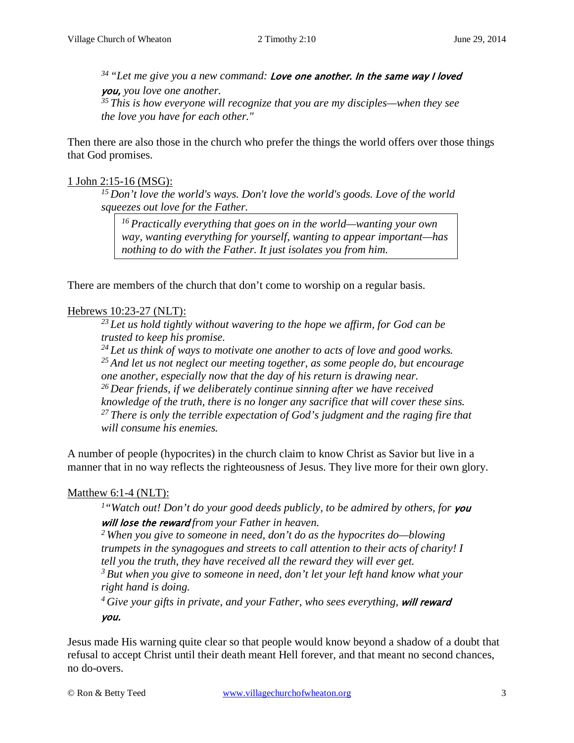*[34] "Let me give you a new command:* ***Love one another. In the same way I loved you,*** *you love one another.*
*[35] This is how everyone will recognize that you are my disciples—when they see the love you have for each other."*

Then there are also those in the church who prefer the things the world offers over those things that God promises.

1 John 2:15-16 (MSG):

*[15] Don't love the world's ways. Don't love the world's goods. Love of the world squeezes out love for the Father.*

> *[16] Practically everything that goes on in the world—wanting your own way, wanting everything for yourself, wanting to appear important—has nothing to do with the Father. It just isolates you from him.*

There are members of the church that don't come to worship on a regular basis.

Hebrews 10:23-27 (NLT):

*[23] Let us hold tightly without wavering to the hope we affirm, for God can be trusted to keep his promise.*
*[24] Let us think of ways to motivate one another to acts of love and good works.*
*[25] And let us not neglect our meeting together, as some people do, but encourage one another, especially now that the day of his return is drawing near.*
*[26] Dear friends, if we deliberately continue sinning after we have received knowledge of the truth, there is no longer any sacrifice that will cover these sins.*
*[27] There is only the terrible expectation of God's judgment and the raging fire that will consume his enemies.*

A number of people (hypocrites) in the church claim to know Christ as Savior but live in a manner that in no way reflects the righteousness of Jesus. They live more for their own glory.

Matthew 6:1-4 (NLT):

*[1] "Watch out! Don't do your good deeds publicly, to be admired by others, for* ***you will lose the reward*** *from your Father in heaven.*
*[2] When you give to someone in need, don't do as the hypocrites do—blowing trumpets in the synagogues and streets to call attention to their acts of charity! I tell you the truth, they have received all the reward they will ever get.*
*[3] But when you give to someone in need, don't let your left hand know what your right hand is doing.*
*[4] Give your gifts in private, and your Father, who sees everything,* ***will reward you.***

Jesus made His warning quite clear so that people would know beyond a shadow of a doubt that refusal to accept Christ until their death meant Hell forever, and that meant no second chances, no do-overs.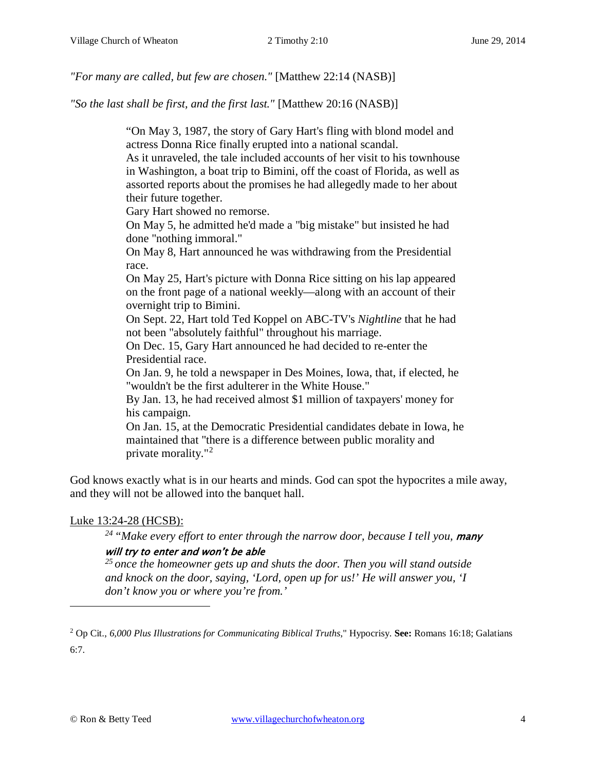*"For many are called, but few are chosen."* [Matthew 22:14 (NASB)]

*"So the last shall be first, and the first last."* [Matthew 20:16 (NASB)]

> "On May 3, 1987, the story of Gary Hart's fling with blond model and actress Donna Rice finally erupted into a national scandal.
> As it unraveled, the tale included accounts of her visit to his townhouse in Washington, a boat trip to Bimini, off the coast of Florida, as well as assorted reports about the promises he had allegedly made to her about their future together.
> Gary Hart showed no remorse.
> On May 5, he admitted he'd made a "big mistake" but insisted he had done "nothing immoral."
> On May 8, Hart announced he was withdrawing from the Presidential race.
> On May 25, Hart's picture with Donna Rice sitting on his lap appeared on the front page of a national weekly—along with an account of their overnight trip to Bimini.
> On Sept. 22, Hart told Ted Koppel on ABC-TV's *Nightline* that he had not been "absolutely faithful" throughout his marriage.
> On Dec. 15, Gary Hart announced he had decided to re-enter the Presidential race.
> On Jan. 9, he told a newspaper in Des Moines, Iowa, that, if elected, he "wouldn't be the first adulterer in the White House."
> By Jan. 13, he had received almost $1 million of taxpayers' money for his campaign.
> On Jan. 15, at the Democratic Presidential candidates debate in Iowa, he maintained that "there is a difference between public morality and private morality."[2]

God knows exactly what is in our hearts and minds. God can spot the hypocrites a mile away, and they will not be allowed into the banquet hall.

<u>Luke 13:24-28 (HCSB):</u>

> [24] *"Make every effort to enter through the narrow door, because I tell you,* ***many will try to enter and won't be able***
> [25] *once the homeowner gets up and shuts the door. Then you will stand outside and knock on the door, saying, 'Lord, open up for us!' He will answer you, 'I don't know you or where you're from.'*

---

[2] Op Cit., *6,000 Plus Illustrations for Communicating Biblical Truths*," Hypocrisy. **See:** Romans 16:18; Galatians 6:7.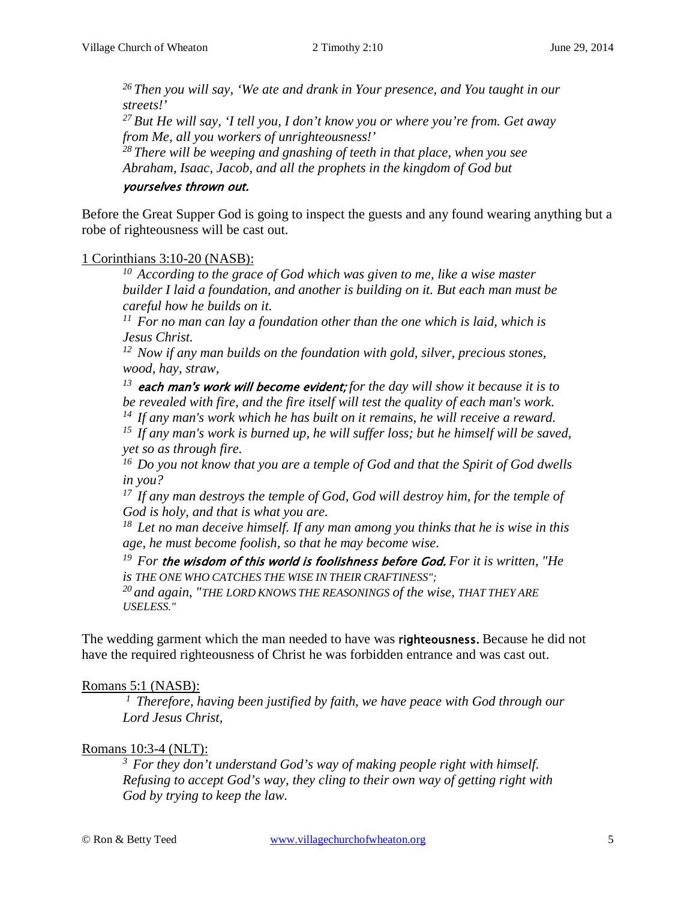> *[26] Then you will say, 'We ate and drank in Your presence, and You taught in our streets!'*
> *[27] But He will say, 'I tell you, I don't know you or where you're from. Get away from Me, all you workers of unrighteousness!'*
> *[28] There will be weeping and gnashing of teeth in that place, when you see Abraham, Isaac, Jacob, and all the prophets in the kingdom of God but* ***yourselves thrown out.***

Before the Great Supper God is going to inspect the guests and any found wearing anything but a robe of righteousness will be cast out.

1 Corinthians 3:10-20 (NASB):

> *[10] According to the grace of God which was given to me, like a wise master builder I laid a foundation, and another is building on it. But each man must be careful how he builds on it.*
> *[11] For no man can lay a foundation other than the one which is laid, which is Jesus Christ.*
> *[12] Now if any man builds on the foundation with gold, silver, precious stones, wood, hay, straw,*
> *[13]* ***each man's work will become evident;*** *for the day will show it because it is to be revealed with fire, and the fire itself will test the quality of each man's work.*
> *[14] If any man's work which he has built on it remains, he will receive a reward.*
> *[15] If any man's work is burned up, he will suffer loss; but he himself will be saved, yet so as through fire.*
> *[16] Do you not know that you are a temple of God and that the Spirit of God dwells in you?*
> *[17] If any man destroys the temple of God, God will destroy him, for the temple of God is holy, and that is what you are.*
> *[18] Let no man deceive himself. If any man among you thinks that he is wise in this age, he must become foolish, so that he may become wise.*
> *[19] For* ***the wisdom of this world is foolishness before God.*** *For it is written, "He is THE ONE WHO CATCHES THE WISE IN THEIR CRAFTINESS";*
> *[20] and again, "THE LORD KNOWS THE REASONINGS of the wise, THAT THEY ARE USELESS."*

The wedding garment which the man needed to have was **righteousness.** Because he did not have the required righteousness of Christ he was forbidden entrance and was cast out.

Romans 5:1 (NASB):

> *[1] Therefore, having been justified by faith, we have peace with God through our Lord Jesus Christ,*

Romans 10:3-4 (NLT):

> *[3] For they don't understand God's way of making people right with himself. Refusing to accept God's way, they cling to their own way of getting right with God by trying to keep the law.*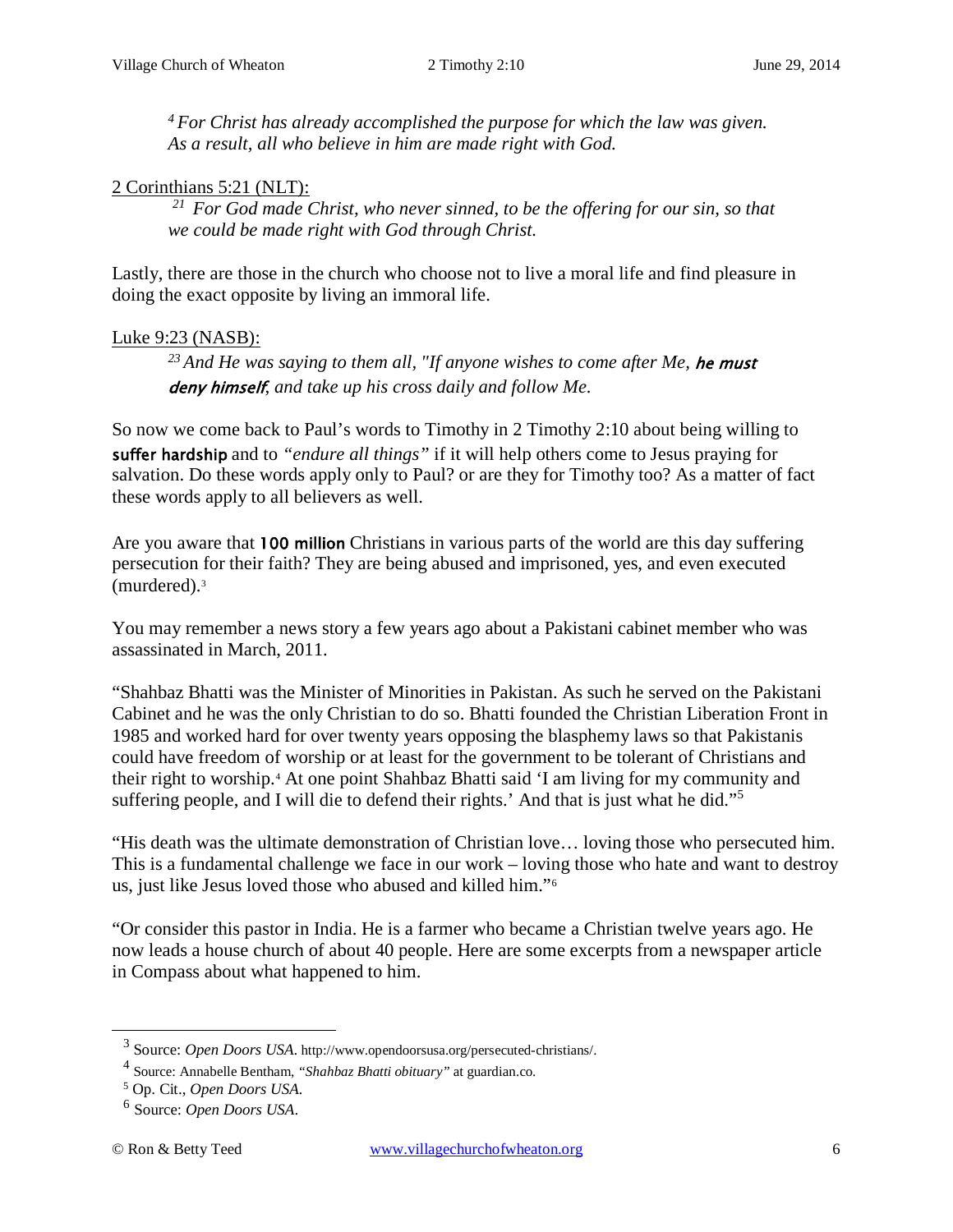*[4] For Christ has already accomplished the purpose for which the law was given. As a result, all who believe in him are made right with God.*

2 Corinthians 5:21 (NLT):

*[21] For God made Christ, who never sinned, to be the offering for our sin, so that we could be made right with God through Christ.*

Lastly, there are those in the church who choose not to live a moral life and find pleasure in doing the exact opposite by living an immoral life.

Luke 9:23 (NASB):

*[23] And He was saying to them all, "If anyone wishes to come after Me, **he must deny himself**, and take up his cross daily and follow Me.*

So now we come back to Paul's words to Timothy in 2 Timothy 2:10 about being willing to **suffer hardship** and to *"endure all things"* if it will help others come to Jesus praying for salvation. Do these words apply only to Paul? or are they for Timothy too? As a matter of fact these words apply to all believers as well.

Are you aware that **100 million** Christians in various parts of the world are this day suffering persecution for their faith? They are being abused and imprisoned, yes, and even executed (murdered).[3]

You may remember a news story a few years ago about a Pakistani cabinet member who was assassinated in March, 2011.

"Shahbaz Bhatti was the Minister of Minorities in Pakistan. As such he served on the Pakistani Cabinet and he was the only Christian to do so. Bhatti founded the Christian Liberation Front in 1985 and worked hard for over twenty years opposing the blasphemy laws so that Pakistanis could have freedom of worship or at least for the government to be tolerant of Christians and their right to worship.[4] At one point Shahbaz Bhatti said 'I am living for my community and suffering people, and I will die to defend their rights.' And that is just what he did."[5]

"His death was the ultimate demonstration of Christian love… loving those who persecuted him. This is a fundamental challenge we face in our work – loving those who hate and want to destroy us, just like Jesus loved those who abused and killed him."[6]

"Or consider this pastor in India. He is a farmer who became a Christian twelve years ago. He now leads a house church of about 40 people. Here are some excerpts from a newspaper article in Compass about what happened to him.

---

[3] Source: *Open Doors USA*. http://www.opendoorsusa.org/persecuted-christians/.

[4] Source: Annabelle Bentham, *"Shahbaz Bhatti obituary"* at guardian.co.

[5] Op. Cit., *Open Doors USA.*

[6] Source: *Open Doors USA*.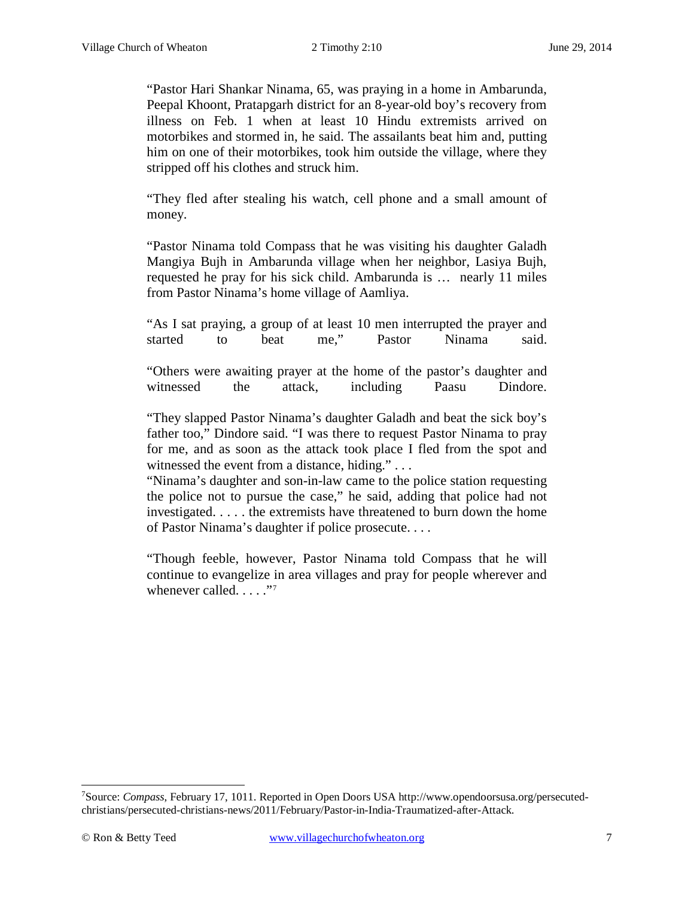"Pastor Hari Shankar Ninama, 65, was praying in a home in Ambarunda, Peepal Khoont, Pratapgarh district for an 8-year-old boy's recovery from illness on Feb. 1 when at least 10 Hindu extremists arrived on motorbikes and stormed in, he said. The assailants beat him and, putting him on one of their motorbikes, took him outside the village, where they stripped off his clothes and struck him.

"They fled after stealing his watch, cell phone and a small amount of money.

"Pastor Ninama told Compass that he was visiting his daughter Galadh Mangiya Bujh in Ambarunda village when her neighbor, Lasiya Bujh, requested he pray for his sick child. Ambarunda is … nearly 11 miles from Pastor Ninama's home village of Aamliya.

"As I sat praying, a group of at least 10 men interrupted the prayer and started to beat me," Pastor Ninama said.

"Others were awaiting prayer at the home of the pastor's daughter and witnessed the attack, including Paasu Dindore.

"They slapped Pastor Ninama's daughter Galadh and beat the sick boy's father too," Dindore said. "I was there to request Pastor Ninama to pray for me, and as soon as the attack took place I fled from the spot and witnessed the event from a distance, hiding." . . .

"Ninama's daughter and son-in-law came to the police station requesting the police not to pursue the case," he said, adding that police had not investigated. . . . . the extremists have threatened to burn down the home of Pastor Ninama's daughter if police prosecute. . . .

"Though feeble, however, Pastor Ninama told Compass that he will continue to evangelize in area villages and pray for people wherever and whenever called. . . . ."[7]

---

[7]Source: *Compass*, February 17, 1011. Reported in Open Doors USA http://www.opendoorsusa.org/persecuted-christians/persecuted-christians-news/2011/February/Pastor-in-India-Traumatized-after-Attack.